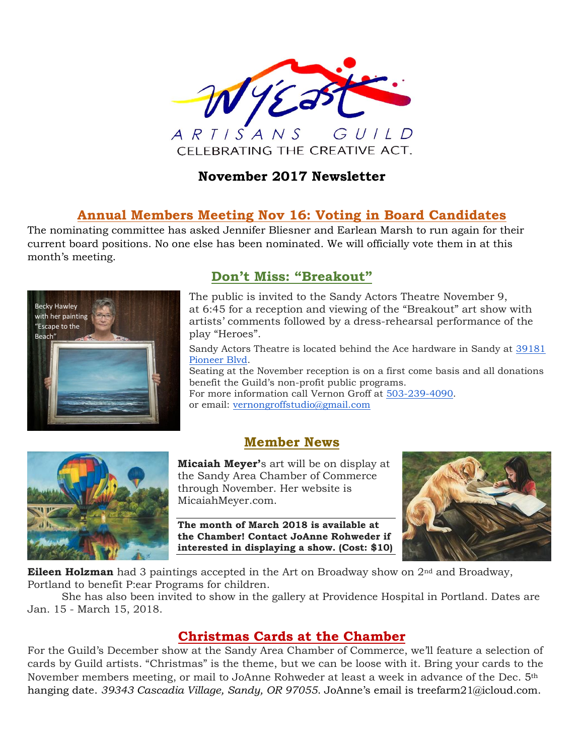# Wy'East ARTISANS GUILD

CELEBRATING THE CREATIVE ACT.

## November 2017 Newsletter

## Annual Members Meeting Nov 16: Voting in Board Candidates

The nominating committee has asked Jennifer Bliesner and Earlean Marsh to run again for their current board positions. No one else has been nominated. We will officially vote them in at this month's meeting.

## Don't Miss: "Breakout"

Becky Hawley with her painting "Escape to the Beach"

The public is invited to the Sandy Actors Theatre November 9, at 6:45 for a reception and viewing of the "Breakout" art show with artists' comments followed by a dress-rehearsal performance of the play "Heroes".

Sandy Actors Theatre is located behind the Ace hardware in Sandy at 39181 Pioneer Blvd.
Seating at the November reception is on a first come basis and all donations benefit the Guild's non-profit public programs.
For more information call Vernon Groff at 503-239-4090.
or email: vernongroffstudio@gmail.com

## Member News

**Micaiah Meyer'**s art will be on display at the Sandy Area Chamber of Commerce through November. Her website is MicaiahMeyer.com.

**The month of March 2018 is available at the Chamber! Contact JoAnne Rohweder if interested in displaying a show. (Cost: $10)**

**Eileen Holzman** had 3 paintings accepted in the Art on Broadway show on 2nd and Broadway, Portland to benefit P:ear Programs for children.

She has also been invited to show in the gallery at Providence Hospital in Portland. Dates are Jan. 15 - March 15, 2018.

## Christmas Cards at the Chamber

For the Guild's December show at the Sandy Area Chamber of Commerce, we'll feature a selection of cards by Guild artists. "Christmas" is the theme, but we can be loose with it. Bring your cards to the November members meeting, or mail to JoAnne Rohweder at least a week in advance of the Dec. 5th hanging date. *39343 Cascadia Village, Sandy, OR 97055*. JoAnne's email is treefarm21@icloud.com.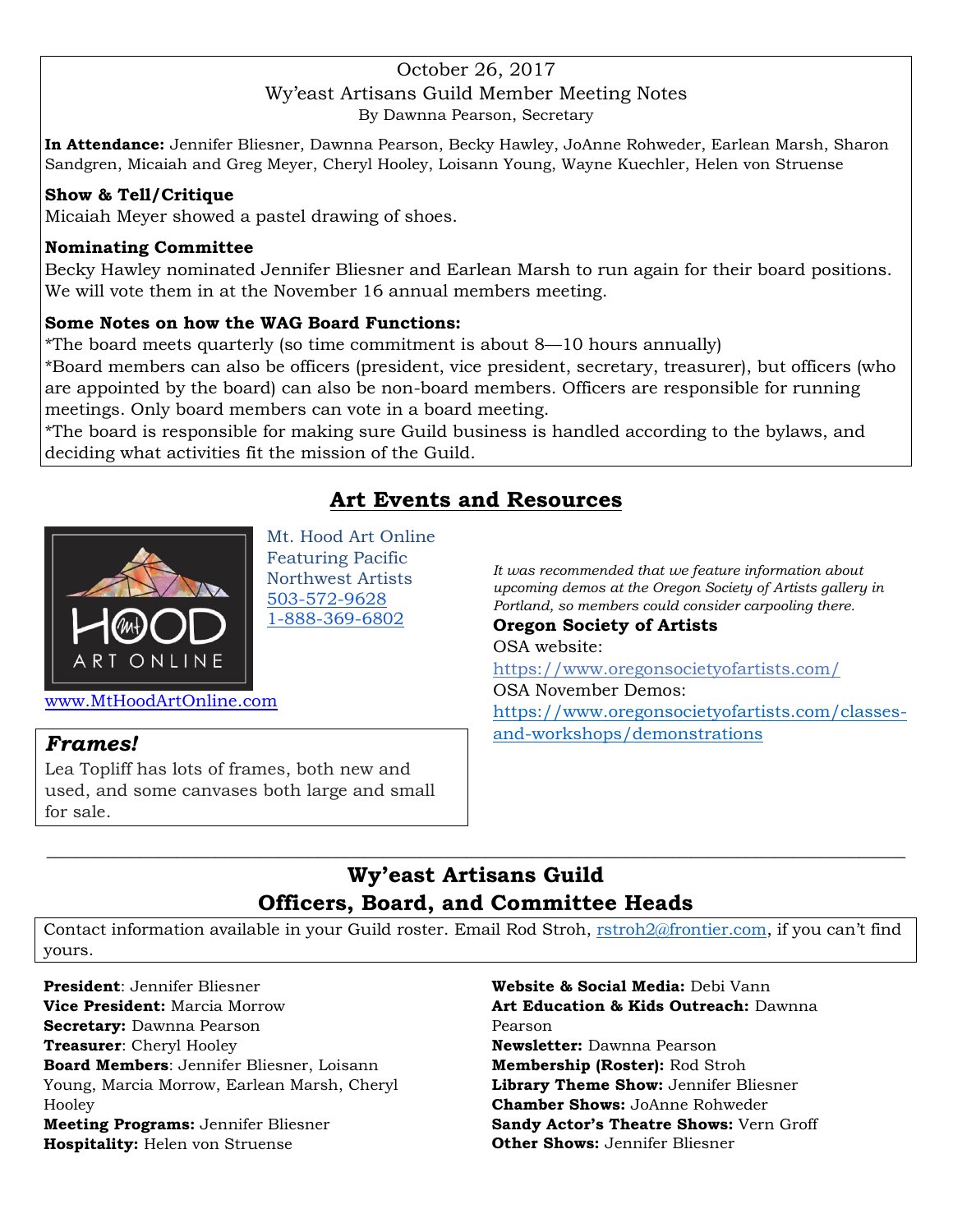October 26, 2017

Wy'east Artisans Guild Member Meeting Notes

By Dawnna Pearson, Secretary

**In Attendance:** Jennifer Bliesner, Dawnna Pearson, Becky Hawley, JoAnne Rohweder, Earlean Marsh, Sharon Sandgren, Micaiah and Greg Meyer, Cheryl Hooley, Loisann Young, Wayne Kuechler, Helen von Struense

**Show & Tell/Critique**

Micaiah Meyer showed a pastel drawing of shoes.

**Nominating Committee**

Becky Hawley nominated Jennifer Bliesner and Earlean Marsh to run again for their board positions. We will vote them in at the November 16 annual members meeting.

**Some Notes on how the WAG Board Functions:**

*The board meets quarterly (so time commitment is about 8—10 hours annually)

*Board members can also be officers (president, vice president, secretary, treasurer), but officers (who are appointed by the board) can also be non-board members. Officers are responsible for running meetings. Only board members can vote in a board meeting.

*The board is responsible for making sure Guild business is handled according to the bylaws, and deciding what activities fit the mission of the Guild.

## Art Events and Resources

Mt. Hood Art Online
Featuring Pacific Northwest Artists
503-572-9628
1-888-369-6802

www.MtHoodArtOnline.com

### *Frames!*

Lea Topliff has lots of frames, both new and used, and some canvases both large and small for sale.

*It was recommended that we feature information about upcoming demos at the Oregon Society of Artists gallery in Portland, so members could consider carpooling there.*

**Oregon Society of Artists**

OSA website:
https://www.oregonsocietyofartists.com/

OSA November Demos:
https://www.oregonsocietyofartists.com/classes-and-workshops/demonstrations

---

## Wy'east Artisans Guild Officers, Board, and Committee Heads

Contact information available in your Guild roster. Email Rod Stroh, rstroh2@frontier.com, if you can't find yours.

**President**: Jennifer Bliesner
**Vice President:** Marcia Morrow
**Secretary:** Dawnna Pearson
**Treasurer**: Cheryl Hooley
**Board Members**: Jennifer Bliesner, Loisann Young, Marcia Morrow, Earlean Marsh, Cheryl Hooley
**Meeting Programs:** Jennifer Bliesner
**Hospitality:** Helen von Struense
**Website & Social Media:** Debi Vann
**Art Education & Kids Outreach:** Dawnna Pearson
**Newsletter:** Dawnna Pearson
**Membership (Roster):** Rod Stroh
**Library Theme Show:** Jennifer Bliesner
**Chamber Shows:** JoAnne Rohweder
**Sandy Actor's Theatre Shows:** Vern Groff
**Other Shows:** Jennifer Bliesner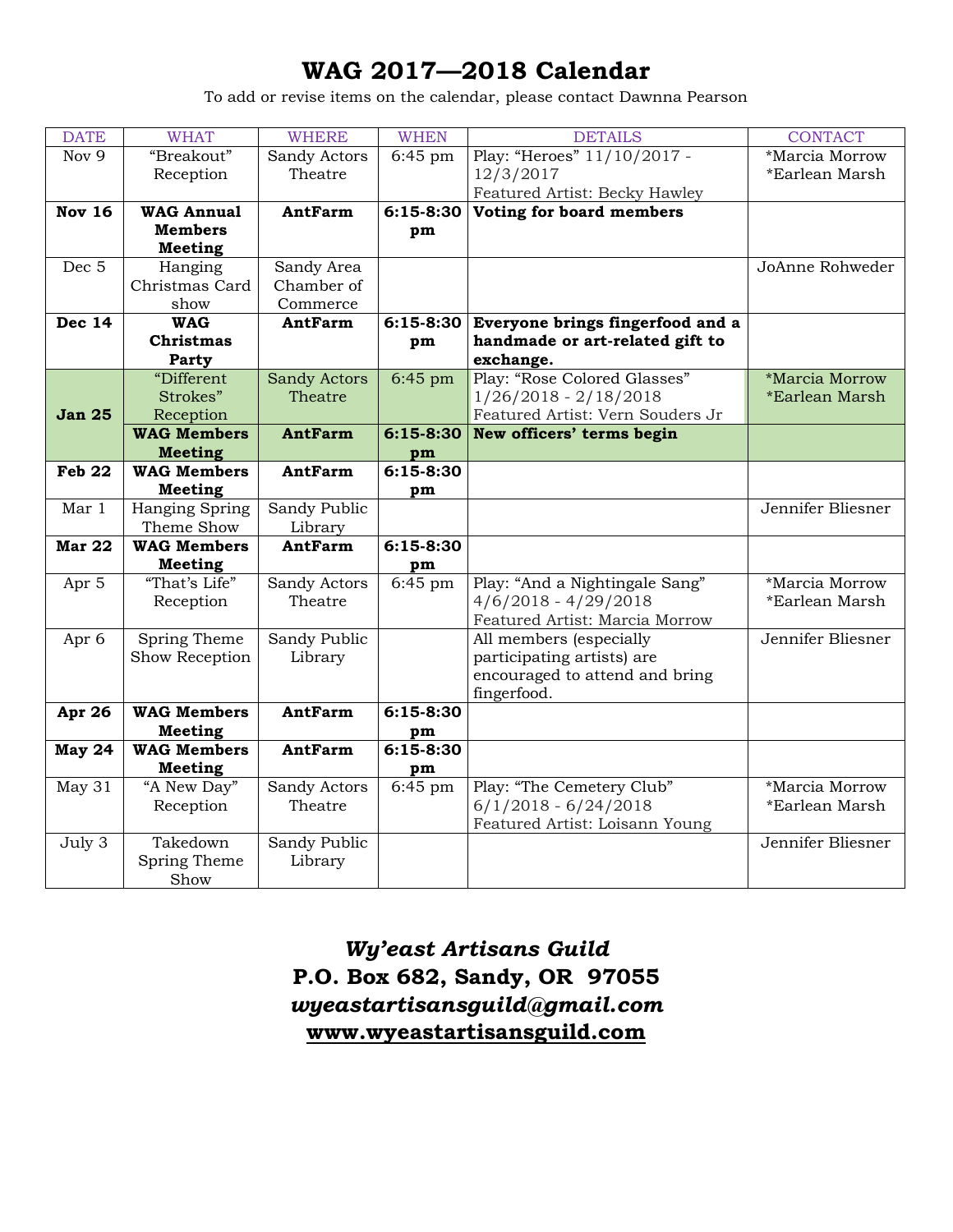# WAG 2017—2018 Calendar

To add or revise items on the calendar, please contact Dawnna Pearson

| DATE | WHAT | WHERE | WHEN | DETAILS | CONTACT |
|---|---|---|---|---|---|
| Nov 9 | "Breakout" Reception | Sandy Actors Theatre | 6:45 pm | Play: "Heroes" 11/10/2017 - 12/3/2017<br>Featured Artist: Becky Hawley | *Marcia Morrow<br>*Earlean Marsh |
| **Nov 16** | **WAG Annual Members Meeting** | **AntFarm** | **6:15-8:30 pm** | **Voting for board members** | |
| Dec 5 | Hanging Christmas Card show | Sandy Area Chamber of Commerce | | | JoAnne Rohweder |
| **Dec 14** | **WAG Christmas Party** | **AntFarm** | **6:15-8:30 pm** | **Everyone brings fingerfood and a handmade or art-related gift to exchange.** | |
| **Jan 25** | "Different Strokes" Reception | Sandy Actors Theatre | 6:45 pm | Play: "Rose Colored Glasses" 1/26/2018 - 2/18/2018<br>Featured Artist: Vern Souders Jr | *Marcia Morrow<br>*Earlean Marsh |
| | **WAG Members Meeting** | **AntFarm** | **6:15-8:30 pm** | **New officers' terms begin** | |
| **Feb 22** | **WAG Members Meeting** | **AntFarm** | **6:15-8:30 pm** | | |
| Mar 1 | Hanging Spring Theme Show | Sandy Public Library | | | Jennifer Bliesner |
| **Mar 22** | **WAG Members Meeting** | **AntFarm** | **6:15-8:30 pm** | | |
| Apr 5 | "That's Life" Reception | Sandy Actors Theatre | 6:45 pm | Play: "And a Nightingale Sang" 4/6/2018 - 4/29/2018<br>Featured Artist: Marcia Morrow | *Marcia Morrow<br>*Earlean Marsh |
| Apr 6 | Spring Theme Show Reception | Sandy Public Library | | All members (especially participating artists) are encouraged to attend and bring fingerfood. | Jennifer Bliesner |
| **Apr 26** | **WAG Members Meeting** | **AntFarm** | **6:15-8:30 pm** | | |
| **May 24** | **WAG Members Meeting** | **AntFarm** | **6:15-8:30 pm** | | |
| May 31 | "A New Day" Reception | Sandy Actors Theatre | 6:45 pm | Play: "The Cemetery Club" 6/1/2018 - 6/24/2018<br>Featured Artist: Loisann Young | *Marcia Morrow<br>*Earlean Marsh |
| July 3 | Takedown Spring Theme Show | Sandy Public Library | | | Jennifer Bliesner |

***Wy'east Artisans Guild***
**P.O. Box 682, Sandy, OR 97055**
***wyeastartisansguild@gmail.com***
**www.wyeastartisansguild.com**